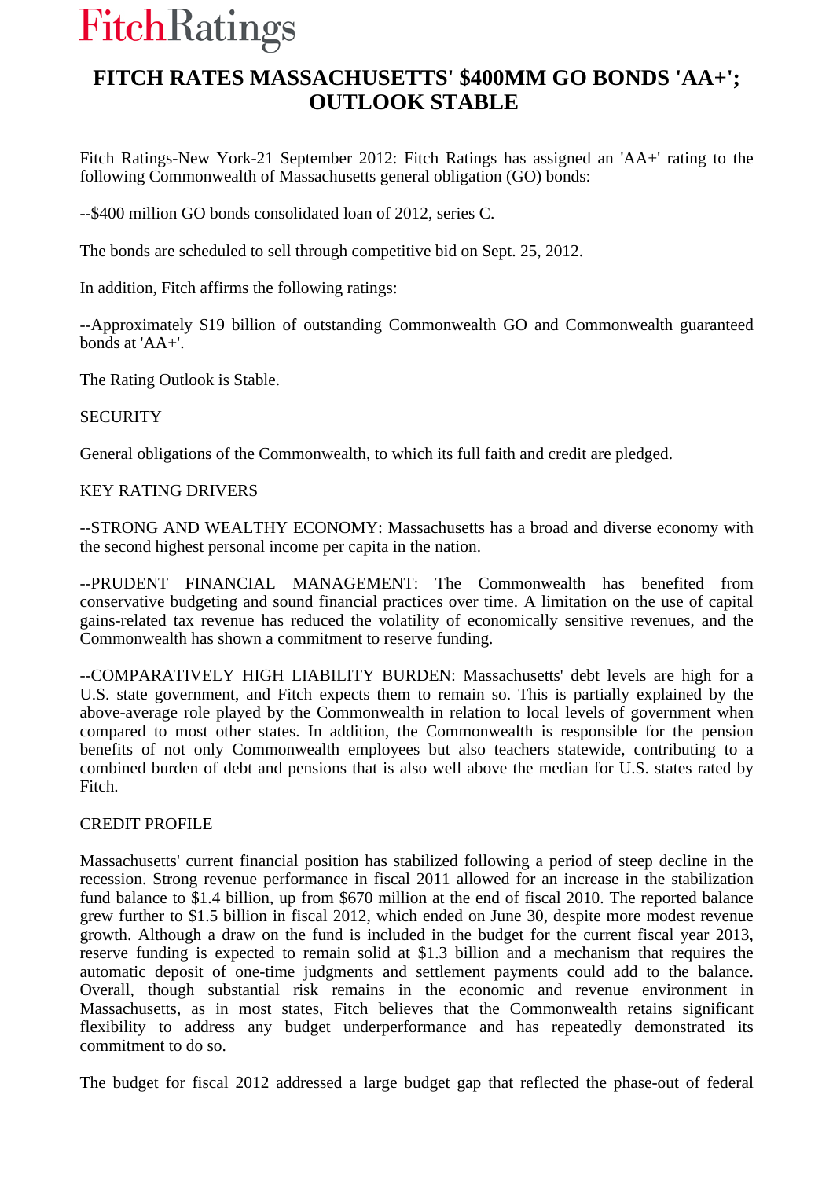FitchRatings

# FITCH RATES MASSACHUSETTS' $400MM GO BONDS 'AA+'; OUTLOOK STABLE

Fitch Ratings-New York-21 September 2012: Fitch Ratings has assigned an 'AA+' rating to the following Commonwealth of Massachusetts general obligation (GO) bonds:

--$400 million GO bonds consolidated loan of 2012, series C.

The bonds are scheduled to sell through competitive bid on Sept. 25, 2012.

In addition, Fitch affirms the following ratings:

--Approximately $19 billion of outstanding Commonwealth GO and Commonwealth guaranteed bonds at 'AA+'.

The Rating Outlook is Stable.

SECURITY

General obligations of the Commonwealth, to which its full faith and credit are pledged.

KEY RATING DRIVERS

--STRONG AND WEALTHY ECONOMY: Massachusetts has a broad and diverse economy with the second highest personal income per capita in the nation.

--PRUDENT FINANCIAL MANAGEMENT: The Commonwealth has benefited from conservative budgeting and sound financial practices over time. A limitation on the use of capital gains-related tax revenue has reduced the volatility of economically sensitive revenues, and the Commonwealth has shown a commitment to reserve funding.

--COMPARATIVELY HIGH LIABILITY BURDEN: Massachusetts' debt levels are high for a U.S. state government, and Fitch expects them to remain so. This is partially explained by the above-average role played by the Commonwealth in relation to local levels of government when compared to most other states. In addition, the Commonwealth is responsible for the pension benefits of not only Commonwealth employees but also teachers statewide, contributing to a combined burden of debt and pensions that is also well above the median for U.S. states rated by Fitch.

CREDIT PROFILE

Massachusetts' current financial position has stabilized following a period of steep decline in the recession. Strong revenue performance in fiscal 2011 allowed for an increase in the stabilization fund balance to $1.4 billion, up from $670 million at the end of fiscal 2010. The reported balance grew further to $1.5 billion in fiscal 2012, which ended on June 30, despite more modest revenue growth. Although a draw on the fund is included in the budget for the current fiscal year 2013, reserve funding is expected to remain solid at $1.3 billion and a mechanism that requires the automatic deposit of one-time judgments and settlement payments could add to the balance. Overall, though substantial risk remains in the economic and revenue environment in Massachusetts, as in most states, Fitch believes that the Commonwealth retains significant flexibility to address any budget underperformance and has repeatedly demonstrated its commitment to do so.

The budget for fiscal 2012 addressed a large budget gap that reflected the phase-out of federal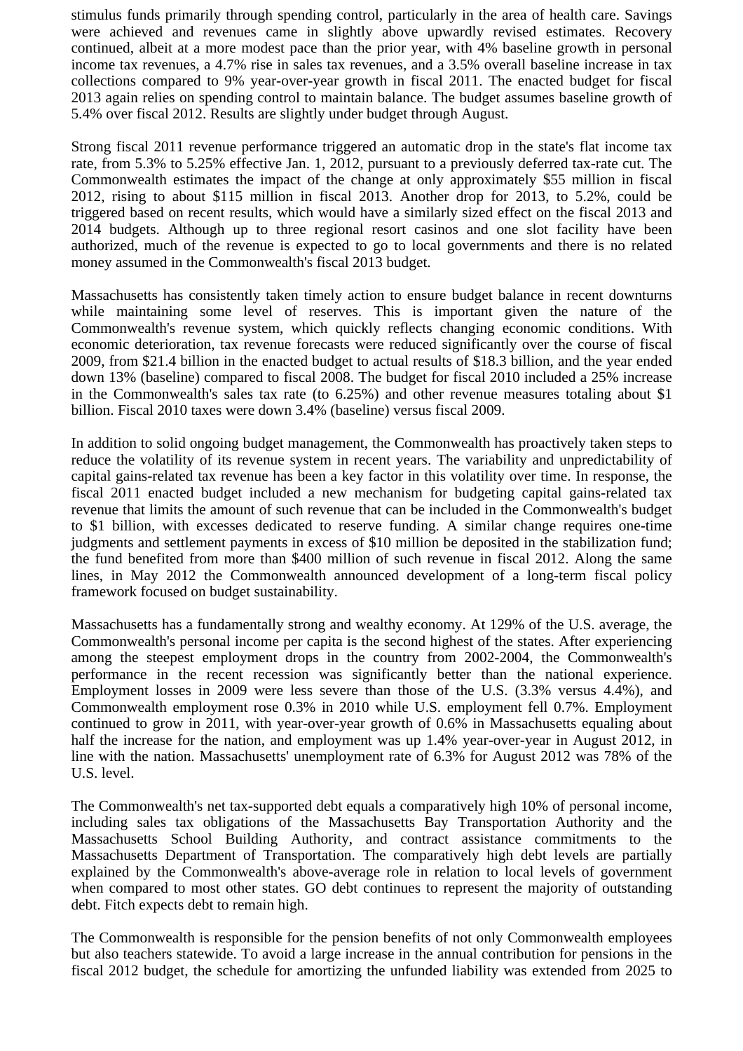stimulus funds primarily through spending control, particularly in the area of health care. Savings were achieved and revenues came in slightly above upwardly revised estimates. Recovery continued, albeit at a more modest pace than the prior year, with 4% baseline growth in personal income tax revenues, a 4.7% rise in sales tax revenues, and a 3.5% overall baseline increase in tax collections compared to 9% year-over-year growth in fiscal 2011. The enacted budget for fiscal 2013 again relies on spending control to maintain balance. The budget assumes baseline growth of 5.4% over fiscal 2012. Results are slightly under budget through August.

Strong fiscal 2011 revenue performance triggered an automatic drop in the state's flat income tax rate, from 5.3% to 5.25% effective Jan. 1, 2012, pursuant to a previously deferred tax-rate cut. The Commonwealth estimates the impact of the change at only approximately $55 million in fiscal 2012, rising to about $115 million in fiscal 2013. Another drop for 2013, to 5.2%, could be triggered based on recent results, which would have a similarly sized effect on the fiscal 2013 and 2014 budgets. Although up to three regional resort casinos and one slot facility have been authorized, much of the revenue is expected to go to local governments and there is no related money assumed in the Commonwealth's fiscal 2013 budget.

Massachusetts has consistently taken timely action to ensure budget balance in recent downturns while maintaining some level of reserves. This is important given the nature of the Commonwealth's revenue system, which quickly reflects changing economic conditions. With economic deterioration, tax revenue forecasts were reduced significantly over the course of fiscal 2009, from $21.4 billion in the enacted budget to actual results of $18.3 billion, and the year ended down 13% (baseline) compared to fiscal 2008. The budget for fiscal 2010 included a 25% increase in the Commonwealth's sales tax rate (to 6.25%) and other revenue measures totaling about $1 billion. Fiscal 2010 taxes were down 3.4% (baseline) versus fiscal 2009.

In addition to solid ongoing budget management, the Commonwealth has proactively taken steps to reduce the volatility of its revenue system in recent years. The variability and unpredictability of capital gains-related tax revenue has been a key factor in this volatility over time. In response, the fiscal 2011 enacted budget included a new mechanism for budgeting capital gains-related tax revenue that limits the amount of such revenue that can be included in the Commonwealth's budget to $1 billion, with excesses dedicated to reserve funding. A similar change requires one-time judgments and settlement payments in excess of $10 million be deposited in the stabilization fund; the fund benefited from more than $400 million of such revenue in fiscal 2012. Along the same lines, in May 2012 the Commonwealth announced development of a long-term fiscal policy framework focused on budget sustainability.

Massachusetts has a fundamentally strong and wealthy economy. At 129% of the U.S. average, the Commonwealth's personal income per capita is the second highest of the states. After experiencing among the steepest employment drops in the country from 2002-2004, the Commonwealth's performance in the recent recession was significantly better than the national experience. Employment losses in 2009 were less severe than those of the U.S. (3.3% versus 4.4%), and Commonwealth employment rose 0.3% in 2010 while U.S. employment fell 0.7%. Employment continued to grow in 2011, with year-over-year growth of 0.6% in Massachusetts equaling about half the increase for the nation, and employment was up 1.4% year-over-year in August 2012, in line with the nation. Massachusetts' unemployment rate of 6.3% for August 2012 was 78% of the U.S. level.

The Commonwealth's net tax-supported debt equals a comparatively high 10% of personal income, including sales tax obligations of the Massachusetts Bay Transportation Authority and the Massachusetts School Building Authority, and contract assistance commitments to the Massachusetts Department of Transportation. The comparatively high debt levels are partially explained by the Commonwealth's above-average role in relation to local levels of government when compared to most other states. GO debt continues to represent the majority of outstanding debt. Fitch expects debt to remain high.

The Commonwealth is responsible for the pension benefits of not only Commonwealth employees but also teachers statewide. To avoid a large increase in the annual contribution for pensions in the fiscal 2012 budget, the schedule for amortizing the unfunded liability was extended from 2025 to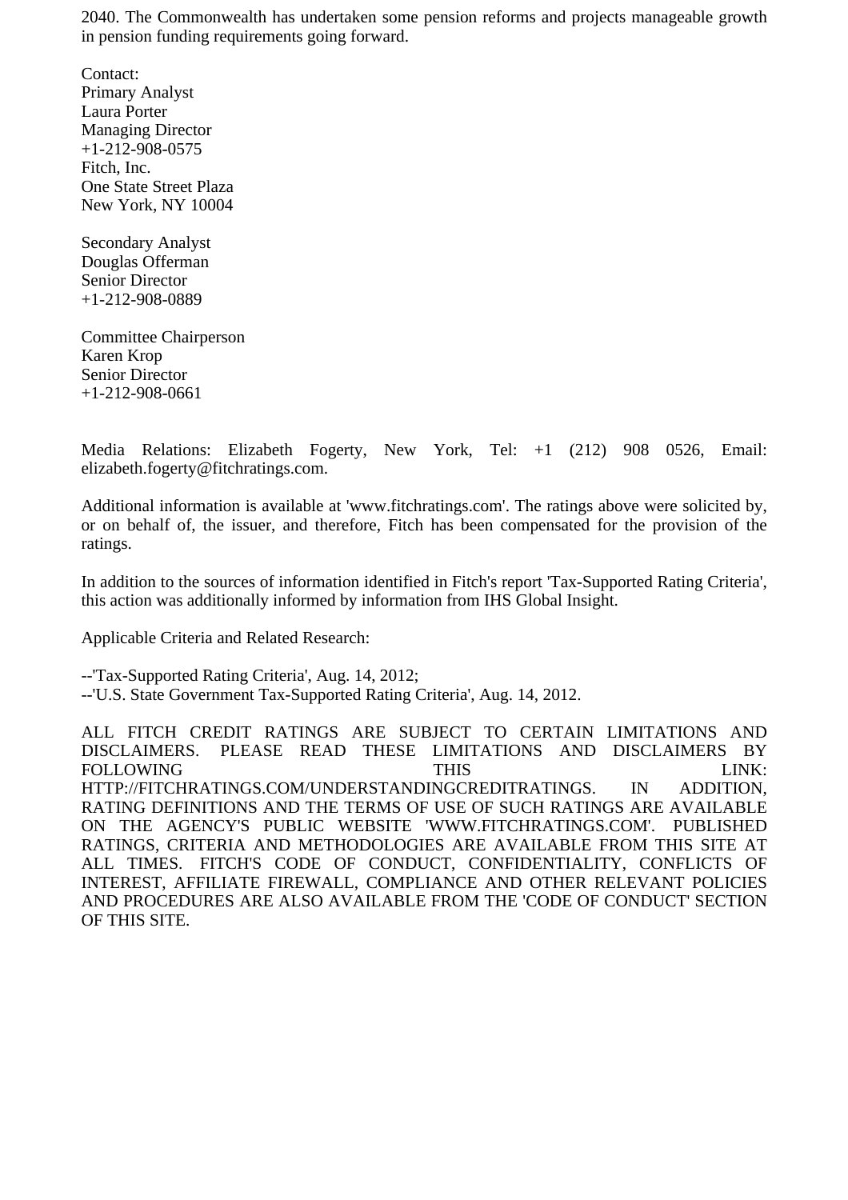2040. The Commonwealth has undertaken some pension reforms and projects manageable growth in pension funding requirements going forward.

Contact:
Primary Analyst
Laura Porter
Managing Director
+1-212-908-0575
Fitch, Inc.
One State Street Plaza
New York, NY 10004

Secondary Analyst
Douglas Offerman
Senior Director
+1-212-908-0889

Committee Chairperson
Karen Krop
Senior Director
+1-212-908-0661

Media Relations: Elizabeth Fogerty, New York, Tel: +1 (212) 908 0526, Email: elizabeth.fogerty@fitchratings.com.

Additional information is available at 'www.fitchratings.com'. The ratings above were solicited by, or on behalf of, the issuer, and therefore, Fitch has been compensated for the provision of the ratings.

In addition to the sources of information identified in Fitch's report 'Tax-Supported Rating Criteria', this action was additionally informed by information from IHS Global Insight.

Applicable Criteria and Related Research:

--'Tax-Supported Rating Criteria', Aug. 14, 2012;
--'U.S. State Government Tax-Supported Rating Criteria', Aug. 14, 2012.

ALL FITCH CREDIT RATINGS ARE SUBJECT TO CERTAIN LIMITATIONS AND DISCLAIMERS. PLEASE READ THESE LIMITATIONS AND DISCLAIMERS BY FOLLOWING THIS LINK: HTTP://FITCHRATINGS.COM/UNDERSTANDINGCREDITRATINGS. IN ADDITION, RATING DEFINITIONS AND THE TERMS OF USE OF SUCH RATINGS ARE AVAILABLE ON THE AGENCY'S PUBLIC WEBSITE 'WWW.FITCHRATINGS.COM'. PUBLISHED RATINGS, CRITERIA AND METHODOLOGIES ARE AVAILABLE FROM THIS SITE AT ALL TIMES. FITCH'S CODE OF CONDUCT, CONFIDENTIALITY, CONFLICTS OF INTEREST, AFFILIATE FIREWALL, COMPLIANCE AND OTHER RELEVANT POLICIES AND PROCEDURES ARE ALSO AVAILABLE FROM THE 'CODE OF CONDUCT' SECTION OF THIS SITE.